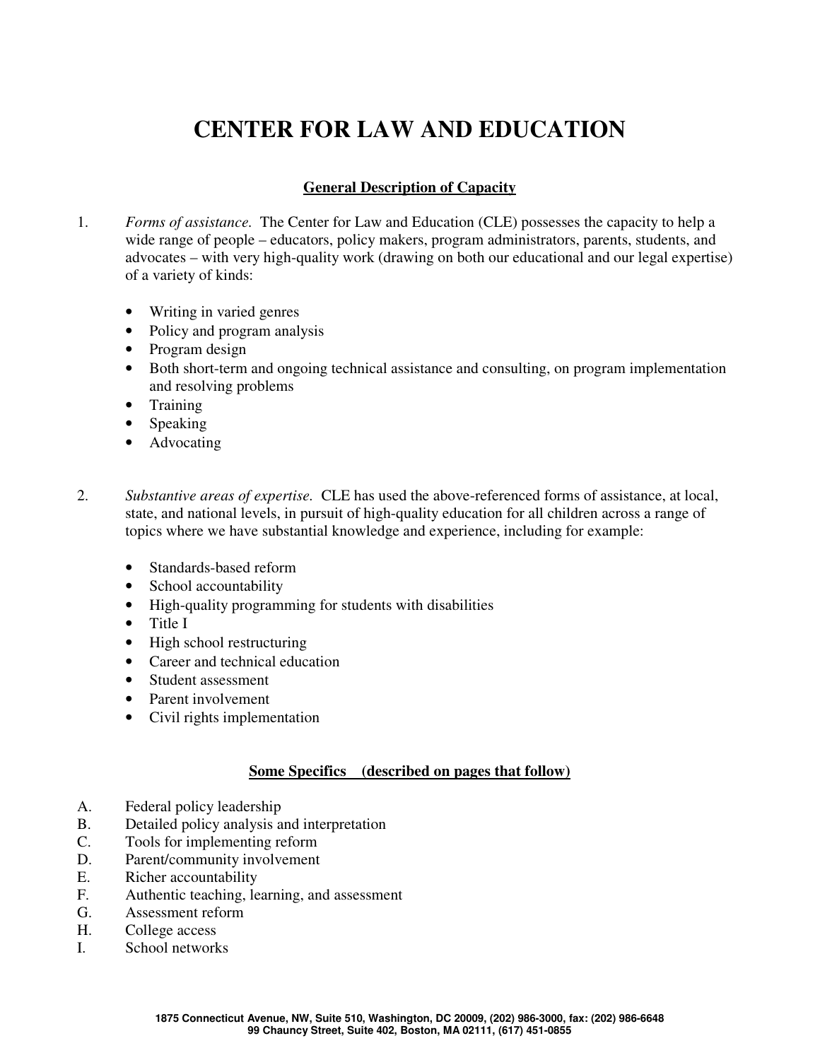# CENTER FOR LAW AND EDUCATION

## General Description of Capacity

1. *Forms of assistance.* The Center for Law and Education (CLE) possesses the capacity to help a wide range of people – educators, policy makers, program administrators, parents, students, and advocates – with very high-quality work (drawing on both our educational and our legal expertise) of a variety of kinds:

   - Writing in varied genres
   - Policy and program analysis
   - Program design
   - Both short-term and ongoing technical assistance and consulting, on program implementation and resolving problems
   - Training
   - Speaking
   - Advocating

2. *Substantive areas of expertise.* CLE has used the above-referenced forms of assistance, at local, state, and national levels, in pursuit of high-quality education for all children across a range of topics where we have substantial knowledge and experience, including for example:

   - Standards-based reform
   - School accountability
   - High-quality programming for students with disabilities
   - Title I
   - High school restructuring
   - Career and technical education
   - Student assessment
   - Parent involvement
   - Civil rights implementation

## Some Specifics (described on pages that follow)

A. Federal policy leadership
B. Detailed policy analysis and interpretation
C. Tools for implementing reform
D. Parent/community involvement
E. Richer accountability
F. Authentic teaching, learning, and assessment
G. Assessment reform
H. College access
I. School networks

1875 Connecticut Avenue, NW, Suite 510, Washington, DC 20009, (202) 986-3000, fax: (202) 986-6648
99 Chauncy Street, Suite 402, Boston, MA 02111, (617) 451-0855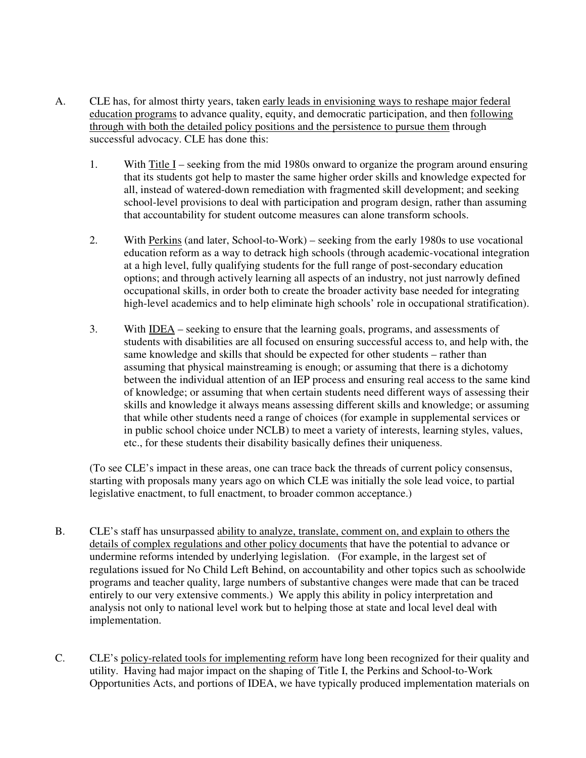A. CLE has, for almost thirty years, taken <u>early leads in envisioning ways to reshape major federal education programs</u> to advance quality, equity, and democratic participation, and then <u>following through with both the detailed policy positions and the persistence to pursue them</u> through successful advocacy. CLE has done this:

1. With <u>Title I</u> – seeking from the mid 1980s onward to organize the program around ensuring that its students got help to master the same higher order skills and knowledge expected for all, instead of watered-down remediation with fragmented skill development; and seeking school-level provisions to deal with participation and program design, rather than assuming that accountability for student outcome measures can alone transform schools.

2. With <u>Perkins</u> (and later, School-to-Work) – seeking from the early 1980s to use vocational education reform as a way to detrack high schools (through academic-vocational integration at a high level, fully qualifying students for the full range of post-secondary education options; and through actively learning all aspects of an industry, not just narrowly defined occupational skills, in order both to create the broader activity base needed for integrating high-level academics and to help eliminate high schools' role in occupational stratification).

3. With <u>IDEA</u> – seeking to ensure that the learning goals, programs, and assessments of students with disabilities are all focused on ensuring successful access to, and help with, the same knowledge and skills that should be expected for other students – rather than assuming that physical mainstreaming is enough; or assuming that there is a dichotomy between the individual attention of an IEP process and ensuring real access to the same kind of knowledge; or assuming that when certain students need different ways of assessing their skills and knowledge it always means assessing different skills and knowledge; or assuming that while other students need a range of choices (for example in supplemental services or in public school choice under NCLB) to meet a variety of interests, learning styles, values, etc., for these students their disability basically defines their uniqueness.

(To see CLE's impact in these areas, one can trace back the threads of current policy consensus, starting with proposals many years ago on which CLE was initially the sole lead voice, to partial legislative enactment, to full enactment, to broader common acceptance.)

B. CLE's staff has unsurpassed <u>ability to analyze, translate, comment on, and explain to others the details of complex regulations and other policy documents</u> that have the potential to advance or undermine reforms intended by underlying legislation. (For example, in the largest set of regulations issued for No Child Left Behind, on accountability and other topics such as schoolwide programs and teacher quality, large numbers of substantive changes were made that can be traced entirely to our very extensive comments.) We apply this ability in policy interpretation and analysis not only to national level work but to helping those at state and local level deal with implementation.

C. CLE's <u>policy-related tools for implementing reform</u> have long been recognized for their quality and utility. Having had major impact on the shaping of Title I, the Perkins and School-to-Work Opportunities Acts, and portions of IDEA, we have typically produced implementation materials on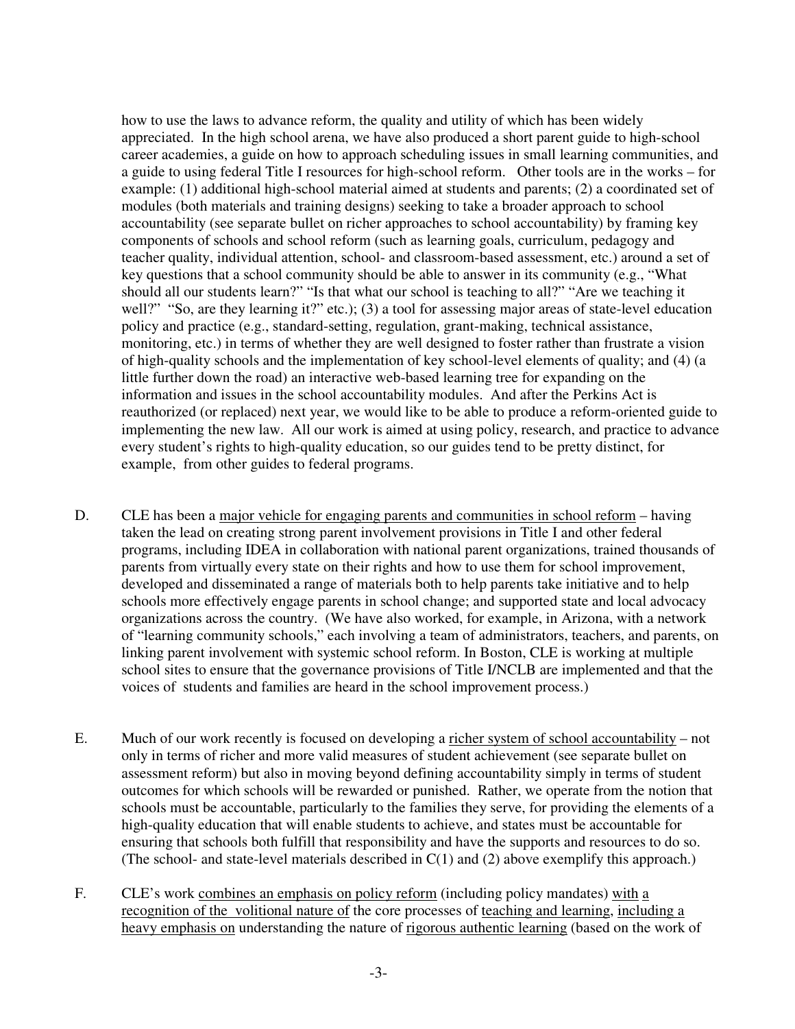how to use the laws to advance reform, the quality and utility of which has been widely appreciated. In the high school arena, we have also produced a short parent guide to high-school career academies, a guide on how to approach scheduling issues in small learning communities, and a guide to using federal Title I resources for high-school reform. Other tools are in the works – for example: (1) additional high-school material aimed at students and parents; (2) a coordinated set of modules (both materials and training designs) seeking to take a broader approach to school accountability (see separate bullet on richer approaches to school accountability) by framing key components of schools and school reform (such as learning goals, curriculum, pedagogy and teacher quality, individual attention, school- and classroom-based assessment, etc.) around a set of key questions that a school community should be able to answer in its community (e.g., "What should all our students learn?" "Is that what our school is teaching to all?" "Are we teaching it well?" "So, are they learning it?" etc.); (3) a tool for assessing major areas of state-level education policy and practice (e.g., standard-setting, regulation, grant-making, technical assistance, monitoring, etc.) in terms of whether they are well designed to foster rather than frustrate a vision of high-quality schools and the implementation of key school-level elements of quality; and (4) (a little further down the road) an interactive web-based learning tree for expanding on the information and issues in the school accountability modules. And after the Perkins Act is reauthorized (or replaced) next year, we would like to be able to produce a reform-oriented guide to implementing the new law. All our work is aimed at using policy, research, and practice to advance every student's rights to high-quality education, so our guides tend to be pretty distinct, for example, from other guides to federal programs.

D. CLE has been a <u>major vehicle for engaging parents and communities in school reform</u> – having taken the lead on creating strong parent involvement provisions in Title I and other federal programs, including IDEA in collaboration with national parent organizations, trained thousands of parents from virtually every state on their rights and how to use them for school improvement, developed and disseminated a range of materials both to help parents take initiative and to help schools more effectively engage parents in school change; and supported state and local advocacy organizations across the country. (We have also worked, for example, in Arizona, with a network of "learning community schools," each involving a team of administrators, teachers, and parents, on linking parent involvement with systemic school reform. In Boston, CLE is working at multiple school sites to ensure that the governance provisions of Title I/NCLB are implemented and that the voices of students and families are heard in the school improvement process.)

E. Much of our work recently is focused on developing a <u>richer system of school accountability</u> – not only in terms of richer and more valid measures of student achievement (see separate bullet on assessment reform) but also in moving beyond defining accountability simply in terms of student outcomes for which schools will be rewarded or punished. Rather, we operate from the notion that schools must be accountable, particularly to the families they serve, for providing the elements of a high-quality education that will enable students to achieve, and states must be accountable for ensuring that schools both fulfill that responsibility and have the supports and resources to do so. (The school- and state-level materials described in C(1) and (2) above exemplify this approach.)

F. CLE's work <u>combines an emphasis on policy reform</u> (including policy mandates) <u>with a recognition of the volitional nature of</u> the core processes of <u>teaching and learning</u>, <u>including a heavy emphasis on</u> understanding the nature of <u>rigorous authentic learning</u> (based on the work of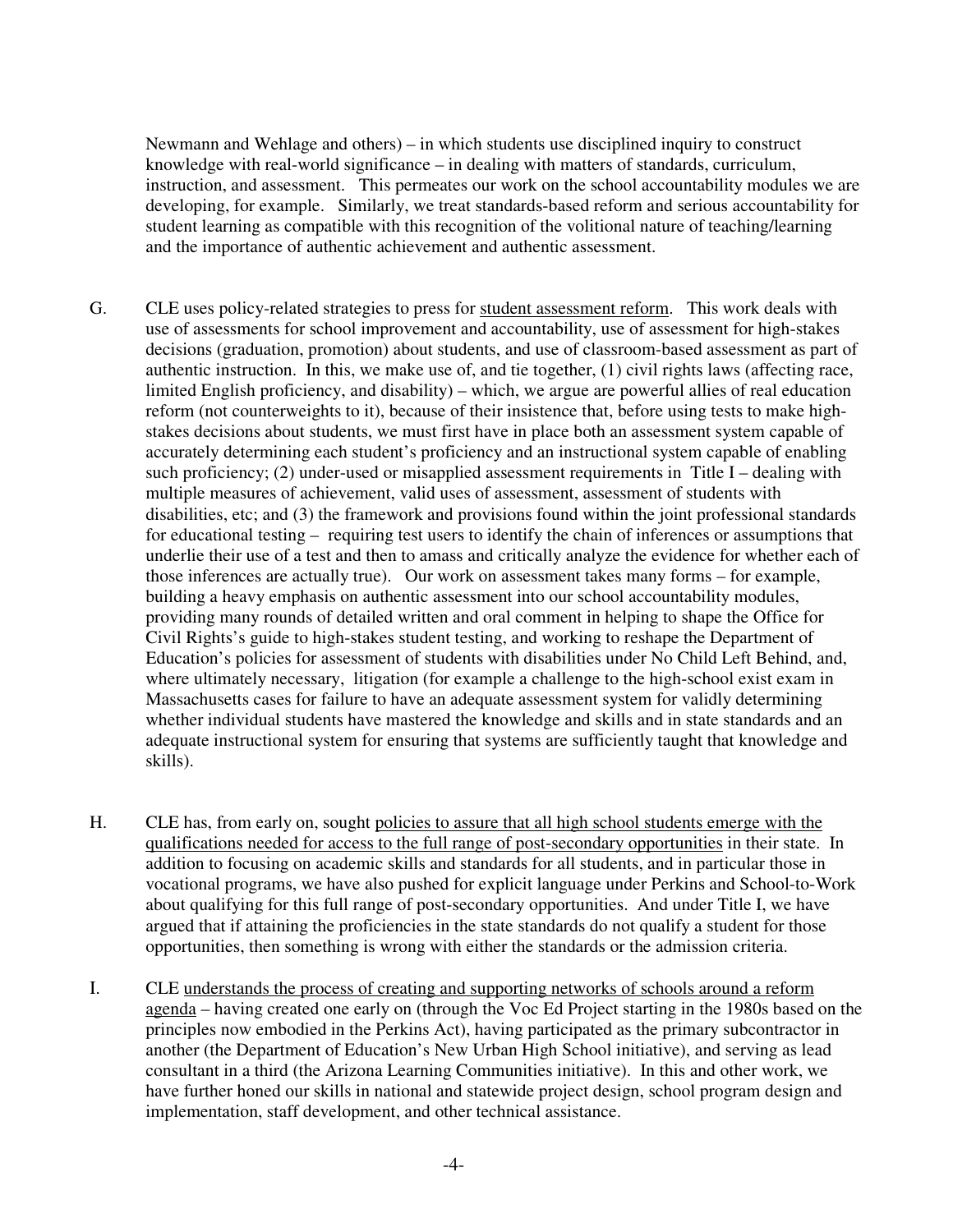Newmann and Wehlage and others) – in which students use disciplined inquiry to construct knowledge with real-world significance – in dealing with matters of standards, curriculum, instruction, and assessment. This permeates our work on the school accountability modules we are developing, for example. Similarly, we treat standards-based reform and serious accountability for student learning as compatible with this recognition of the volitional nature of teaching/learning and the importance of authentic achievement and authentic assessment.

G. CLE uses policy-related strategies to press for <u>student assessment reform</u>. This work deals with use of assessments for school improvement and accountability, use of assessment for high-stakes decisions (graduation, promotion) about students, and use of classroom-based assessment as part of authentic instruction. In this, we make use of, and tie together, (1) civil rights laws (affecting race, limited English proficiency, and disability) – which, we argue are powerful allies of real education reform (not counterweights to it), because of their insistence that, before using tests to make high-stakes decisions about students, we must first have in place both an assessment system capable of accurately determining each student's proficiency and an instructional system capable of enabling such proficiency; (2) under-used or misapplied assessment requirements in Title I – dealing with multiple measures of achievement, valid uses of assessment, assessment of students with disabilities, etc; and (3) the framework and provisions found within the joint professional standards for educational testing – requiring test users to identify the chain of inferences or assumptions that underlie their use of a test and then to amass and critically analyze the evidence for whether each of those inferences are actually true). Our work on assessment takes many forms – for example, building a heavy emphasis on authentic assessment into our school accountability modules, providing many rounds of detailed written and oral comment in helping to shape the Office for Civil Rights's guide to high-stakes student testing, and working to reshape the Department of Education's policies for assessment of students with disabilities under No Child Left Behind, and, where ultimately necessary, litigation (for example a challenge to the high-school exist exam in Massachusetts cases for failure to have an adequate assessment system for validly determining whether individual students have mastered the knowledge and skills and in state standards and an adequate instructional system for ensuring that systems are sufficiently taught that knowledge and skills).

H. CLE has, from early on, sought <u>policies to assure that all high school students emerge with the qualifications needed for access to the full range of post-secondary opportunities</u> in their state. In addition to focusing on academic skills and standards for all students, and in particular those in vocational programs, we have also pushed for explicit language under Perkins and School-to-Work about qualifying for this full range of post-secondary opportunities. And under Title I, we have argued that if attaining the proficiencies in the state standards do not qualify a student for those opportunities, then something is wrong with either the standards or the admission criteria.

I. CLE <u>understands the process of creating and supporting networks of schools around a reform agenda</u> – having created one early on (through the Voc Ed Project starting in the 1980s based on the principles now embodied in the Perkins Act), having participated as the primary subcontractor in another (the Department of Education's New Urban High School initiative), and serving as lead consultant in a third (the Arizona Learning Communities initiative). In this and other work, we have further honed our skills in national and statewide project design, school program design and implementation, staff development, and other technical assistance.